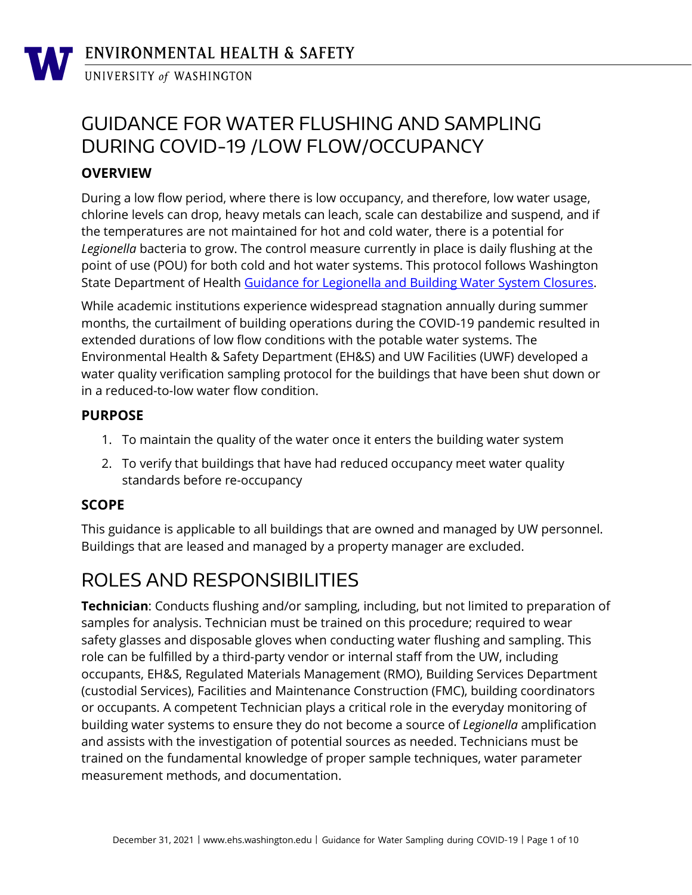ENVIRONMENTAL HEALTH & SAFETY

UNIVERSITY *of* WASHINGTON

# GUIDANCE FOR WATER FLUSHING AND SAMPLING DURING COVID-19 /LOW FLOW/OCCUPANCY

### OVERVIEW

During a low flow period, where there is low occupancy, and therefore, low water usage, chlorine levels can drop, heavy metals can leach, scale can destabilize and suspend, and if the temperatures are not maintained for hot and cold water, there is a potential for *Legionella* bacteria to grow. The control measure currently in place is daily flushing at the point of use (POU) for both cold and hot water systems. This protocol follows Washington State Department of Health [Guidance for Legionella and Building Water System Closures]().

While academic institutions experience widespread stagnation annually during summer months, the curtailment of building operations during the COVID-19 pandemic resulted in extended durations of low flow conditions with the potable water systems. The Environmental Health & Safety Department (EH&S) and UW Facilities (UWF) developed a water quality verification sampling protocol for the buildings that have been shut down or in a reduced-to-low water flow condition.

### PURPOSE

1. To maintain the quality of the water once it enters the building water system
2. To verify that buildings that have had reduced occupancy meet water quality standards before re-occupancy

### SCOPE

This guidance is applicable to all buildings that are owned and managed by UW personnel. Buildings that are leased and managed by a property manager are excluded.

## ROLES AND RESPONSIBILITIES

**Technician**: Conducts flushing and/or sampling, including, but not limited to preparation of samples for analysis. Technician must be trained on this procedure; required to wear safety glasses and disposable gloves when conducting water flushing and sampling. This role can be fulfilled by a third-party vendor or internal staff from the UW, including occupants, EH&S, Regulated Materials Management (RMO), Building Services Department (custodial Services), Facilities and Maintenance Construction (FMC), building coordinators or occupants. A competent Technician plays a critical role in the everyday monitoring of building water systems to ensure they do not become a source of *Legionella* amplification and assists with the investigation of potential sources as needed. Technicians must be trained on the fundamental knowledge of proper sample techniques, water parameter measurement methods, and documentation.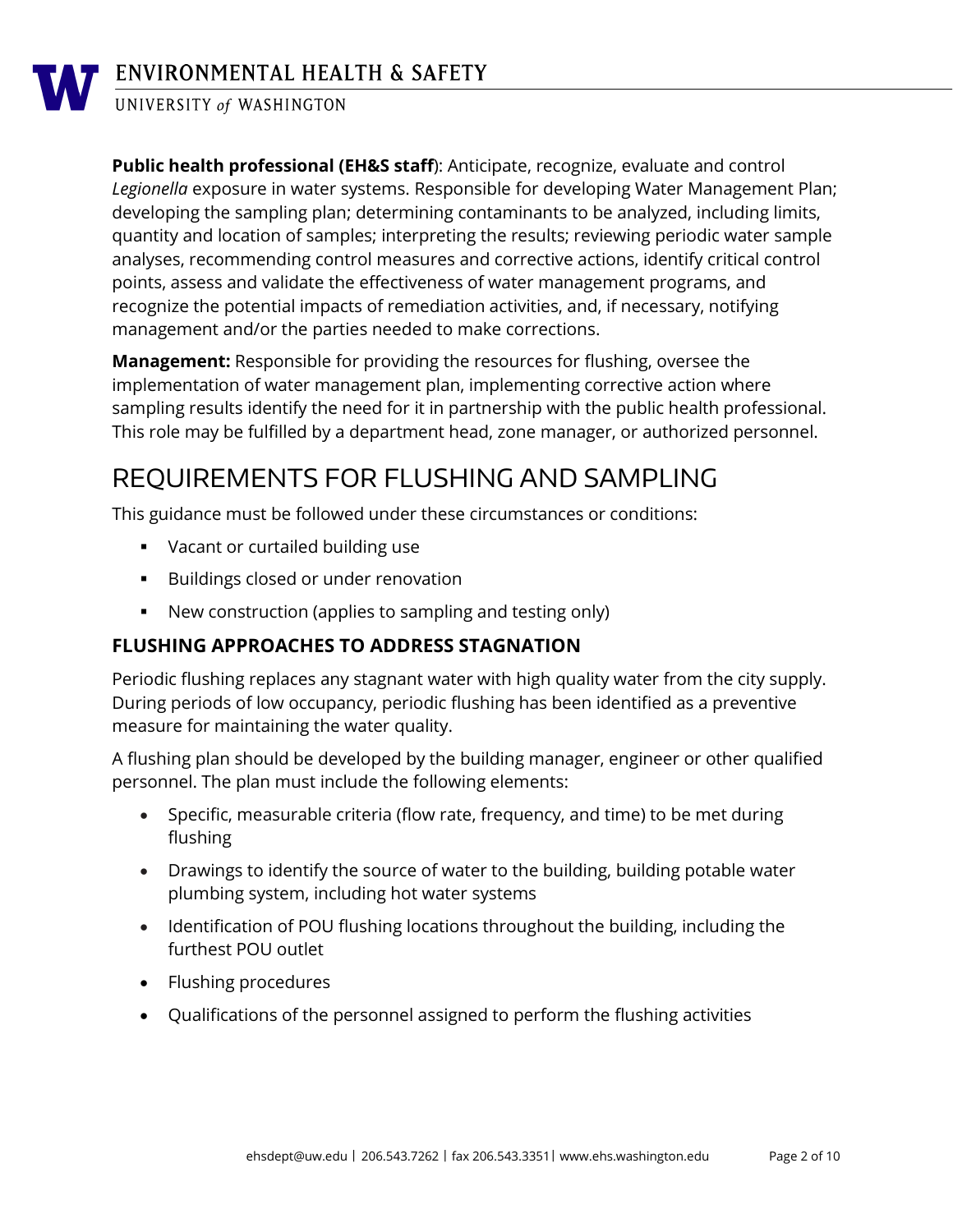**Public health professional (EH&S staff)**: Anticipate, recognize, evaluate and control *Legionella* exposure in water systems. Responsible for developing Water Management Plan; developing the sampling plan; determining contaminants to be analyzed, including limits, quantity and location of samples; interpreting the results; reviewing periodic water sample analyses, recommending control measures and corrective actions, identify critical control points, assess and validate the effectiveness of water management programs, and recognize the potential impacts of remediation activities, and, if necessary, notifying management and/or the parties needed to make corrections.

**Management:** Responsible for providing the resources for flushing, oversee the implementation of water management plan, implementing corrective action where sampling results identify the need for it in partnership with the public health professional. This role may be fulfilled by a department head, zone manager, or authorized personnel.

# REQUIREMENTS FOR FLUSHING AND SAMPLING

This guidance must be followed under these circumstances or conditions:

- Vacant or curtailed building use
- Buildings closed or under renovation
- New construction (applies to sampling and testing only)

## FLUSHING APPROACHES TO ADDRESS STAGNATION

Periodic flushing replaces any stagnant water with high quality water from the city supply. During periods of low occupancy, periodic flushing has been identified as a preventive measure for maintaining the water quality.

A flushing plan should be developed by the building manager, engineer or other qualified personnel. The plan must include the following elements:

- Specific, measurable criteria (flow rate, frequency, and time) to be met during flushing
- Drawings to identify the source of water to the building, building potable water plumbing system, including hot water systems
- Identification of POU flushing locations throughout the building, including the furthest POU outlet
- Flushing procedures
- Qualifications of the personnel assigned to perform the flushing activities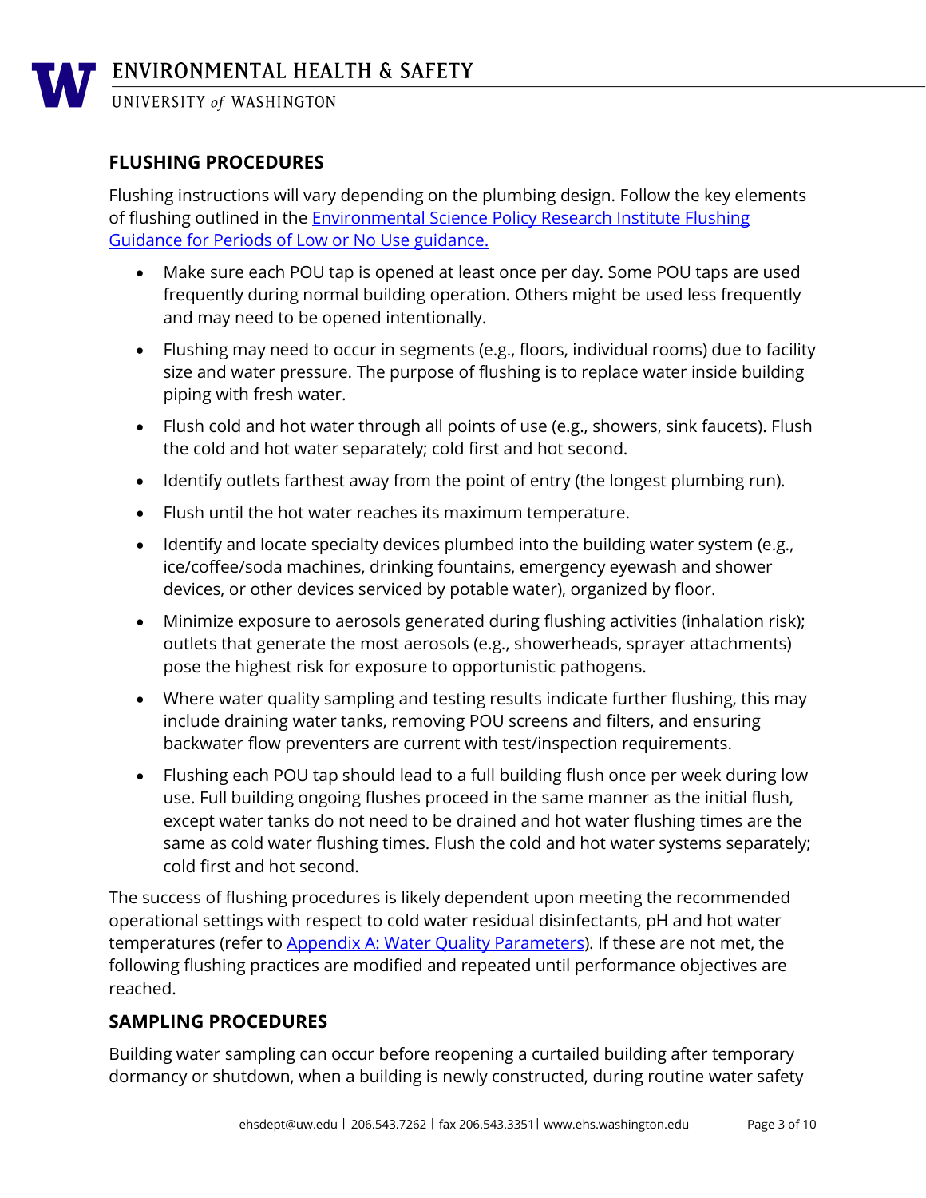## FLUSHING PROCEDURES

Flushing instructions will vary depending on the plumbing design. Follow the key elements of flushing outlined in the [Environmental Science Policy Research Institute Flushing Guidance for Periods of Low or No Use guidance.]()

- Make sure each POU tap is opened at least once per day. Some POU taps are used frequently during normal building operation. Others might be used less frequently and may need to be opened intentionally.
- Flushing may need to occur in segments (e.g., floors, individual rooms) due to facility size and water pressure. The purpose of flushing is to replace water inside building piping with fresh water.
- Flush cold and hot water through all points of use (e.g., showers, sink faucets). Flush the cold and hot water separately; cold first and hot second.
- Identify outlets farthest away from the point of entry (the longest plumbing run).
- Flush until the hot water reaches its maximum temperature.
- Identify and locate specialty devices plumbed into the building water system (e.g., ice/coffee/soda machines, drinking fountains, emergency eyewash and shower devices, or other devices serviced by potable water), organized by floor.
- Minimize exposure to aerosols generated during flushing activities (inhalation risk); outlets that generate the most aerosols (e.g., showerheads, sprayer attachments) pose the highest risk for exposure to opportunistic pathogens.
- Where water quality sampling and testing results indicate further flushing, this may include draining water tanks, removing POU screens and filters, and ensuring backwater flow preventers are current with test/inspection requirements.
- Flushing each POU tap should lead to a full building flush once per week during low use. Full building ongoing flushes proceed in the same manner as the initial flush, except water tanks do not need to be drained and hot water flushing times are the same as cold water flushing times. Flush the cold and hot water systems separately; cold first and hot second.

The success of flushing procedures is likely dependent upon meeting the recommended operational settings with respect to cold water residual disinfectants, pH and hot water temperatures (refer to [Appendix A: Water Quality Parameters]()). If these are not met, the following flushing practices are modified and repeated until performance objectives are reached.

## SAMPLING PROCEDURES

Building water sampling can occur before reopening a curtailed building after temporary dormancy or shutdown, when a building is newly constructed, during routine water safety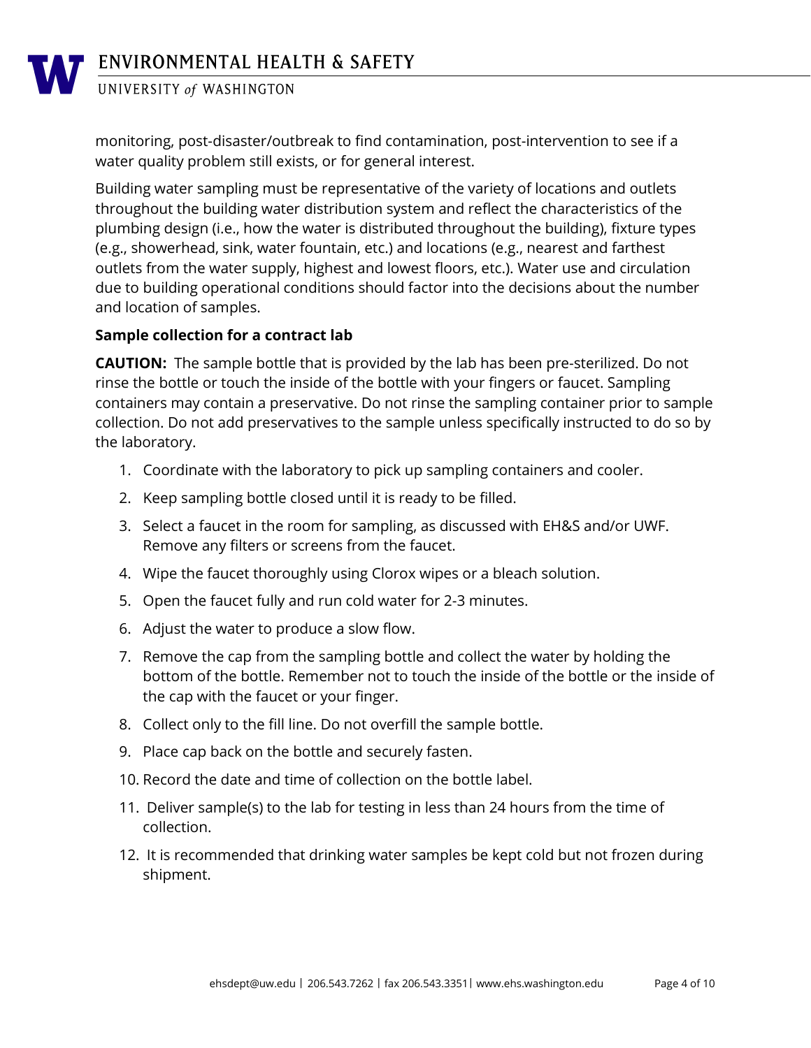monitoring, post-disaster/outbreak to find contamination, post-intervention to see if a water quality problem still exists, or for general interest.

Building water sampling must be representative of the variety of locations and outlets throughout the building water distribution system and reflect the characteristics of the plumbing design (i.e., how the water is distributed throughout the building), fixture types (e.g., showerhead, sink, water fountain, etc.) and locations (e.g., nearest and farthest outlets from the water supply, highest and lowest floors, etc.). Water use and circulation due to building operational conditions should factor into the decisions about the number and location of samples.

**Sample collection for a contract lab**

**CAUTION:** The sample bottle that is provided by the lab has been pre-sterilized. Do not rinse the bottle or touch the inside of the bottle with your fingers or faucet. Sampling containers may contain a preservative. Do not rinse the sampling container prior to sample collection. Do not add preservatives to the sample unless specifically instructed to do so by the laboratory.

1. Coordinate with the laboratory to pick up sampling containers and cooler.
2. Keep sampling bottle closed until it is ready to be filled.
3. Select a faucet in the room for sampling, as discussed with EH&S and/or UWF. Remove any filters or screens from the faucet.
4. Wipe the faucet thoroughly using Clorox wipes or a bleach solution.
5. Open the faucet fully and run cold water for 2-3 minutes.
6. Adjust the water to produce a slow flow.
7. Remove the cap from the sampling bottle and collect the water by holding the bottom of the bottle. Remember not to touch the inside of the bottle or the inside of the cap with the faucet or your finger.
8. Collect only to the fill line. Do not overfill the sample bottle.
9. Place cap back on the bottle and securely fasten.
10. Record the date and time of collection on the bottle label.
11. Deliver sample(s) to the lab for testing in less than 24 hours from the time of collection.
12. It is recommended that drinking water samples be kept cold but not frozen during shipment.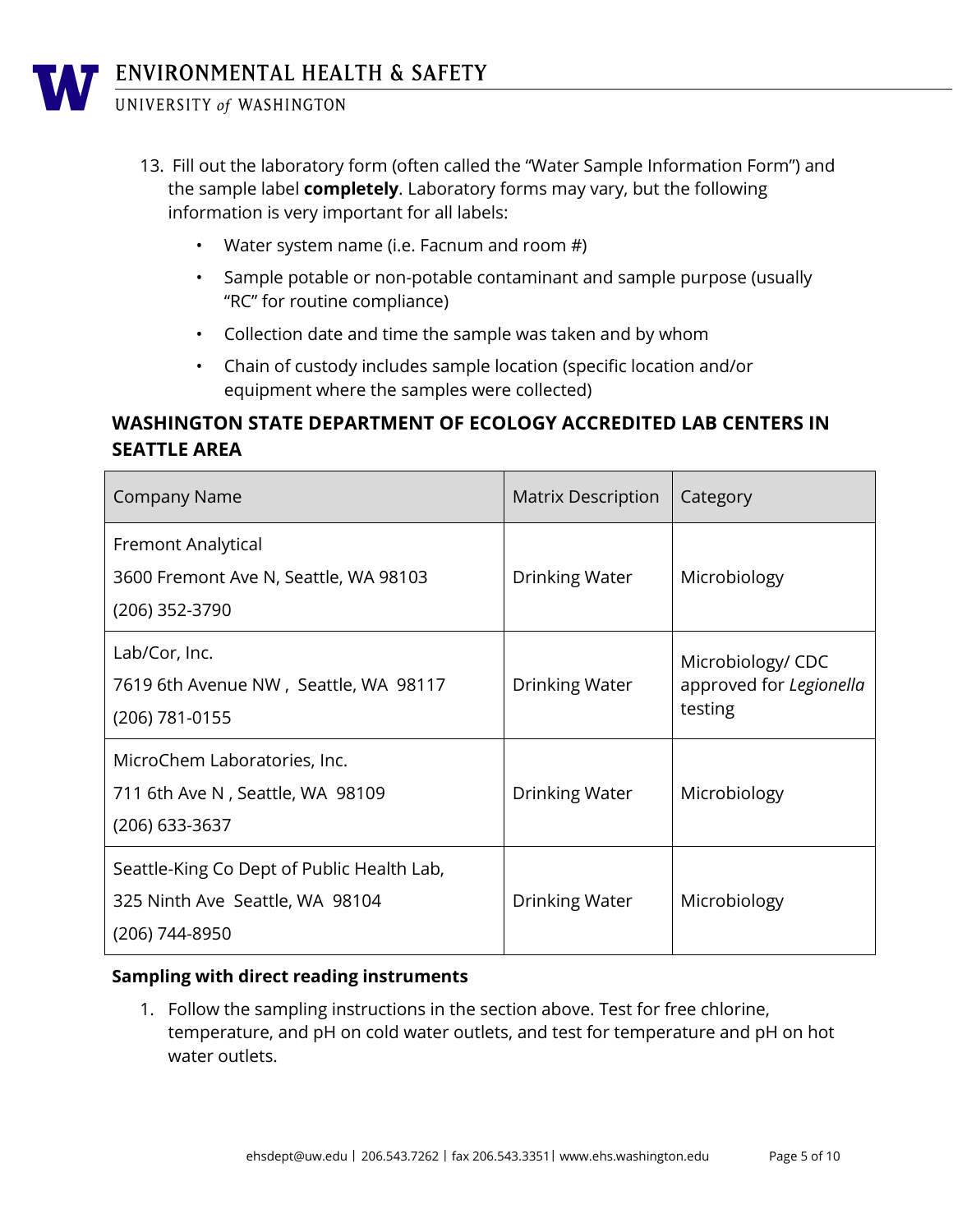13. Fill out the laboratory form (often called the "Water Sample Information Form") and the sample label **completely**. Laboratory forms may vary, but the following information is very important for all labels:
    - Water system name (i.e. Facnum and room #)
    - Sample potable or non-potable contaminant and sample purpose (usually "RC" for routine compliance)
    - Collection date and time the sample was taken and by whom
    - Chain of custody includes sample location (specific location and/or equipment where the samples were collected)

## WASHINGTON STATE DEPARTMENT OF ECOLOGY ACCREDITED LAB CENTERS IN SEATTLE AREA

| Company Name | Matrix Description | Category |
|---|---|---|
| Fremont Analytical<br>3600 Fremont Ave N, Seattle, WA 98103<br>(206) 352-3790 | Drinking Water | Microbiology |
| Lab/Cor, Inc.<br>7619 6th Avenue NW , Seattle, WA 98117<br>(206) 781-0155 | Drinking Water | Microbiology/ CDC approved for *Legionella* testing |
| MicroChem Laboratories, Inc.<br>711 6th Ave N , Seattle, WA 98109<br>(206) 633-3637 | Drinking Water | Microbiology |
| Seattle-King Co Dept of Public Health Lab,<br>325 Ninth Ave Seattle, WA 98104<br>(206) 744-8950 | Drinking Water | Microbiology |

**Sampling with direct reading instruments**

1. Follow the sampling instructions in the section above. Test for free chlorine, temperature, and pH on cold water outlets, and test for temperature and pH on hot water outlets.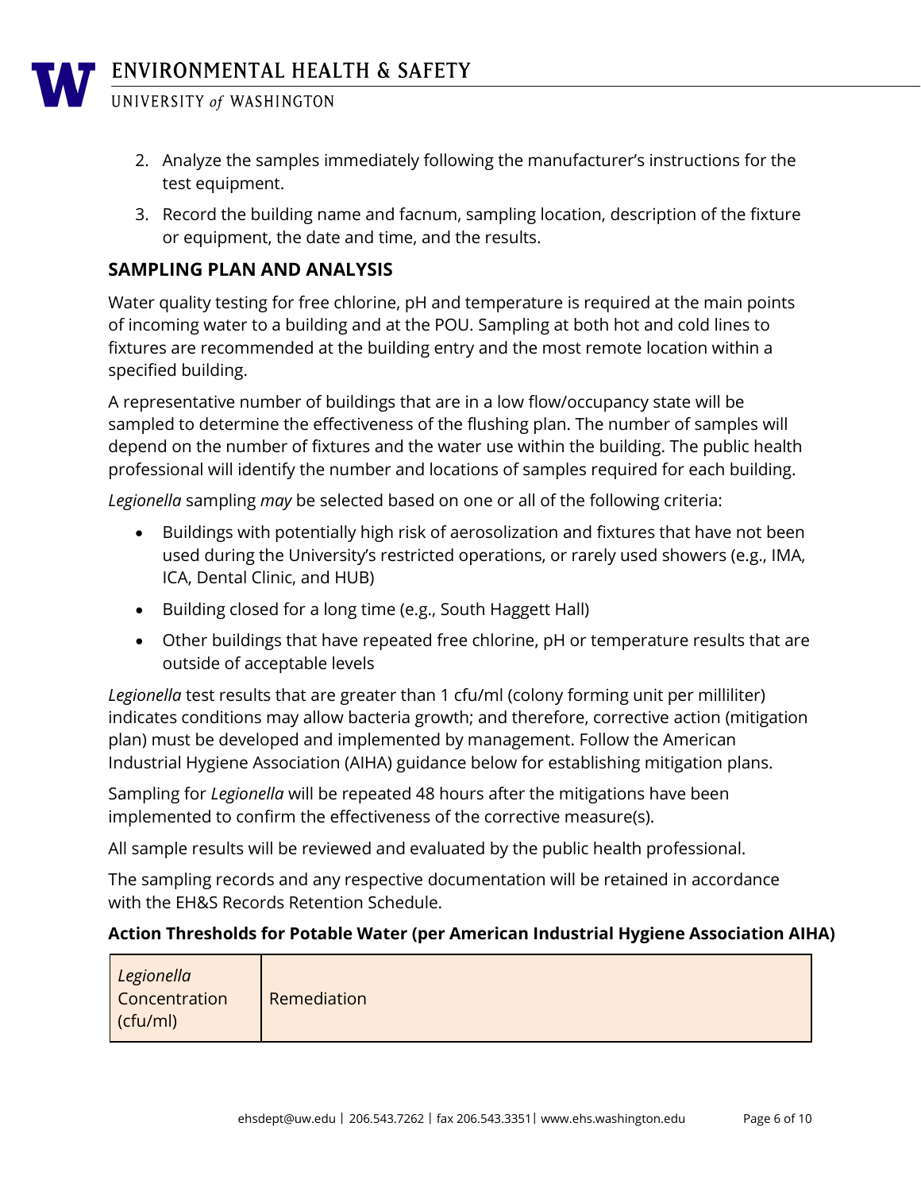2. Analyze the samples immediately following the manufacturer's instructions for the test equipment.
3. Record the building name and facnum, sampling location, description of the fixture or equipment, the date and time, and the results.

## SAMPLING PLAN AND ANALYSIS

Water quality testing for free chlorine, pH and temperature is required at the main points of incoming water to a building and at the POU. Sampling at both hot and cold lines to fixtures are recommended at the building entry and the most remote location within a specified building.

A representative number of buildings that are in a low flow/occupancy state will be sampled to determine the effectiveness of the flushing plan. The number of samples will depend on the number of fixtures and the water use within the building. The public health professional will identify the number and locations of samples required for each building.

*Legionella* sampling *may* be selected based on one or all of the following criteria:

- Buildings with potentially high risk of aerosolization and fixtures that have not been used during the University's restricted operations, or rarely used showers (e.g., IMA, ICA, Dental Clinic, and HUB)
- Building closed for a long time (e.g., South Haggett Hall)
- Other buildings that have repeated free chlorine, pH or temperature results that are outside of acceptable levels

*Legionella* test results that are greater than 1 cfu/ml (colony forming unit per milliliter) indicates conditions may allow bacteria growth; and therefore, corrective action (mitigation plan) must be developed and implemented by management. Follow the American Industrial Hygiene Association (AIHA) guidance below for establishing mitigation plans.

Sampling for *Legionella* will be repeated 48 hours after the mitigations have been implemented to confirm the effectiveness of the corrective measure(s).

All sample results will be reviewed and evaluated by the public health professional.

The sampling records and any respective documentation will be retained in accordance with the EH&S Records Retention Schedule.

**Action Thresholds for Potable Water (per American Industrial Hygiene Association AIHA)**

| *Legionella* Concentration (cfu/ml) | Remediation |
|---|---|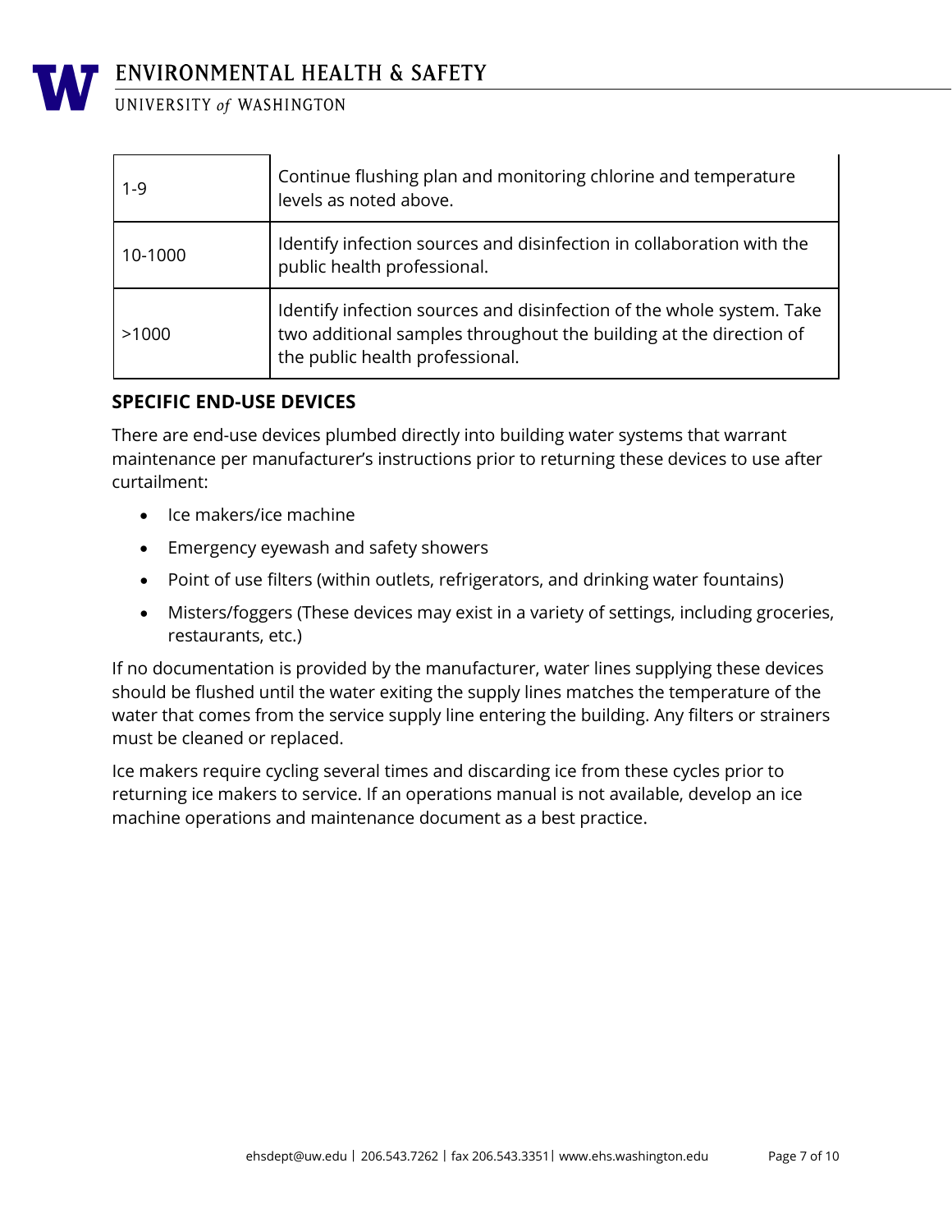| | |
|---|---|
| 1-9 | Continue flushing plan and monitoring chlorine and temperature levels as noted above. |
| 10-1000 | Identify infection sources and disinfection in collaboration with the public health professional. |
| >1000 | Identify infection sources and disinfection of the whole system. Take two additional samples throughout the building at the direction of the public health professional. |

## SPECIFIC END-USE DEVICES

There are end-use devices plumbed directly into building water systems that warrant maintenance per manufacturer's instructions prior to returning these devices to use after curtailment:

- Ice makers/ice machine
- Emergency eyewash and safety showers
- Point of use filters (within outlets, refrigerators, and drinking water fountains)
- Misters/foggers (These devices may exist in a variety of settings, including groceries, restaurants, etc.)

If no documentation is provided by the manufacturer, water lines supplying these devices should be flushed until the water exiting the supply lines matches the temperature of the water that comes from the service supply line entering the building. Any filters or strainers must be cleaned or replaced.

Ice makers require cycling several times and discarding ice from these cycles prior to returning ice makers to service. If an operations manual is not available, develop an ice machine operations and maintenance document as a best practice.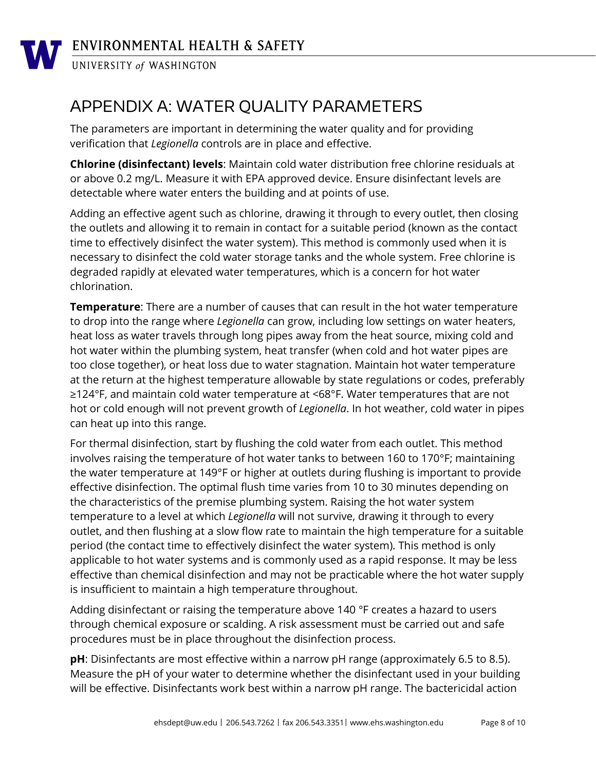# APPENDIX A: WATER QUALITY PARAMETERS

The parameters are important in determining the water quality and for providing verification that *Legionella* controls are in place and effective.

**Chlorine (disinfectant) levels**: Maintain cold water distribution free chlorine residuals at or above 0.2 mg/L. Measure it with EPA approved device. Ensure disinfectant levels are detectable where water enters the building and at points of use.

Adding an effective agent such as chlorine, drawing it through to every outlet, then closing the outlets and allowing it to remain in contact for a suitable period (known as the contact time to effectively disinfect the water system). This method is commonly used when it is necessary to disinfect the cold water storage tanks and the whole system. Free chlorine is degraded rapidly at elevated water temperatures, which is a concern for hot water chlorination.

**Temperature**: There are a number of causes that can result in the hot water temperature to drop into the range where *Legionella* can grow, including low settings on water heaters, heat loss as water travels through long pipes away from the heat source, mixing cold and hot water within the plumbing system, heat transfer (when cold and hot water pipes are too close together), or heat loss due to water stagnation. Maintain hot water temperature at the return at the highest temperature allowable by state regulations or codes, preferably ≥124°F, and maintain cold water temperature at <68°F. Water temperatures that are not hot or cold enough will not prevent growth of *Legionella*. In hot weather, cold water in pipes can heat up into this range.

For thermal disinfection, start by flushing the cold water from each outlet. This method involves raising the temperature of hot water tanks to between 160 to 170°F; maintaining the water temperature at 149°F or higher at outlets during flushing is important to provide effective disinfection. The optimal flush time varies from 10 to 30 minutes depending on the characteristics of the premise plumbing system. Raising the hot water system temperature to a level at which *Legionella* will not survive, drawing it through to every outlet, and then flushing at a slow flow rate to maintain the high temperature for a suitable period (the contact time to effectively disinfect the water system). This method is only applicable to hot water systems and is commonly used as a rapid response. It may be less effective than chemical disinfection and may not be practicable where the hot water supply is insufficient to maintain a high temperature throughout.

Adding disinfectant or raising the temperature above 140 °F creates a hazard to users through chemical exposure or scalding. A risk assessment must be carried out and safe procedures must be in place throughout the disinfection process.

**pH**: Disinfectants are most effective within a narrow pH range (approximately 6.5 to 8.5). Measure the pH of your water to determine whether the disinfectant used in your building will be effective. Disinfectants work best within a narrow pH range. The bactericidal action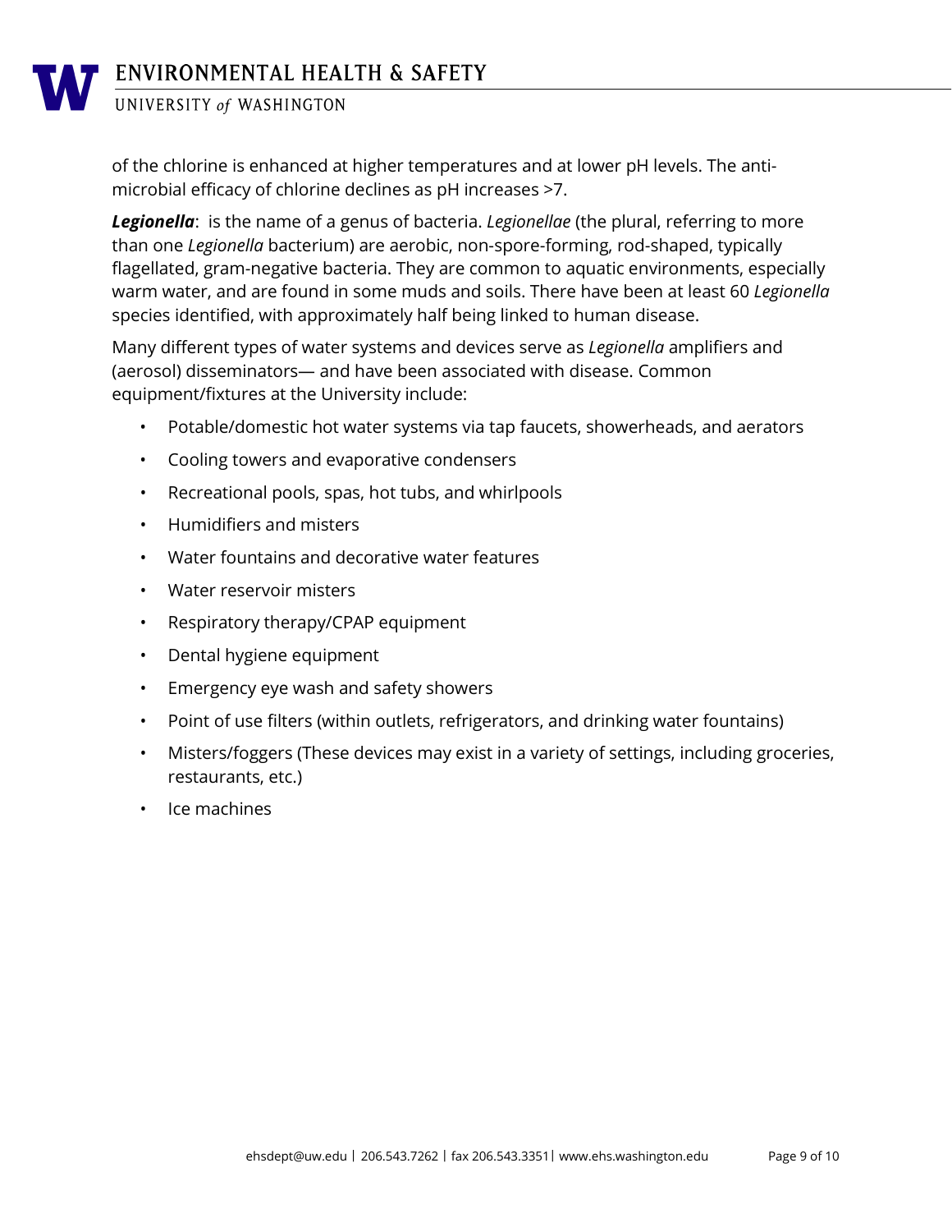of the chlorine is enhanced at higher temperatures and at lower pH levels. The anti-microbial efficacy of chlorine declines as pH increases >7.

***Legionella***: is the name of a genus of bacteria. *Legionellae* (the plural, referring to more than one *Legionella* bacterium) are aerobic, non-spore-forming, rod-shaped, typically flagellated, gram-negative bacteria. They are common to aquatic environments, especially warm water, and are found in some muds and soils. There have been at least 60 *Legionella* species identified, with approximately half being linked to human disease.

Many different types of water systems and devices serve as *Legionella* amplifiers and (aerosol) disseminators— and have been associated with disease. Common equipment/fixtures at the University include:

- Potable/domestic hot water systems via tap faucets, showerheads, and aerators
- Cooling towers and evaporative condensers
- Recreational pools, spas, hot tubs, and whirlpools
- Humidifiers and misters
- Water fountains and decorative water features
- Water reservoir misters
- Respiratory therapy/CPAP equipment
- Dental hygiene equipment
- Emergency eye wash and safety showers
- Point of use filters (within outlets, refrigerators, and drinking water fountains)
- Misters/foggers (These devices may exist in a variety of settings, including groceries, restaurants, etc.)
- Ice machines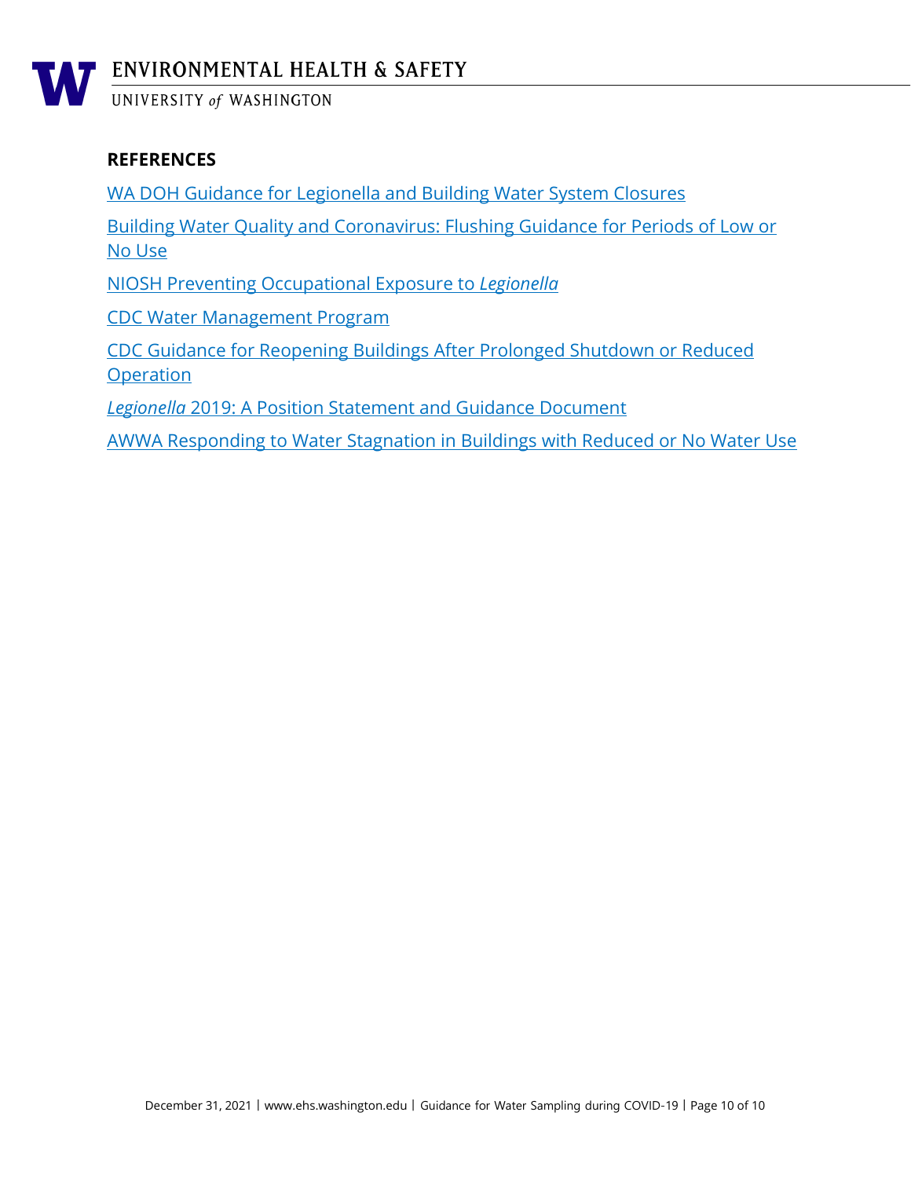## REFERENCES

WA DOH Guidance for Legionella and Building Water System Closures

Building Water Quality and Coronavirus: Flushing Guidance for Periods of Low or No Use

NIOSH Preventing Occupational Exposure to *Legionella*

CDC Water Management Program

CDC Guidance for Reopening Buildings After Prolonged Shutdown or Reduced Operation

*Legionella* 2019: A Position Statement and Guidance Document

AWWA Responding to Water Stagnation in Buildings with Reduced or No Water Use